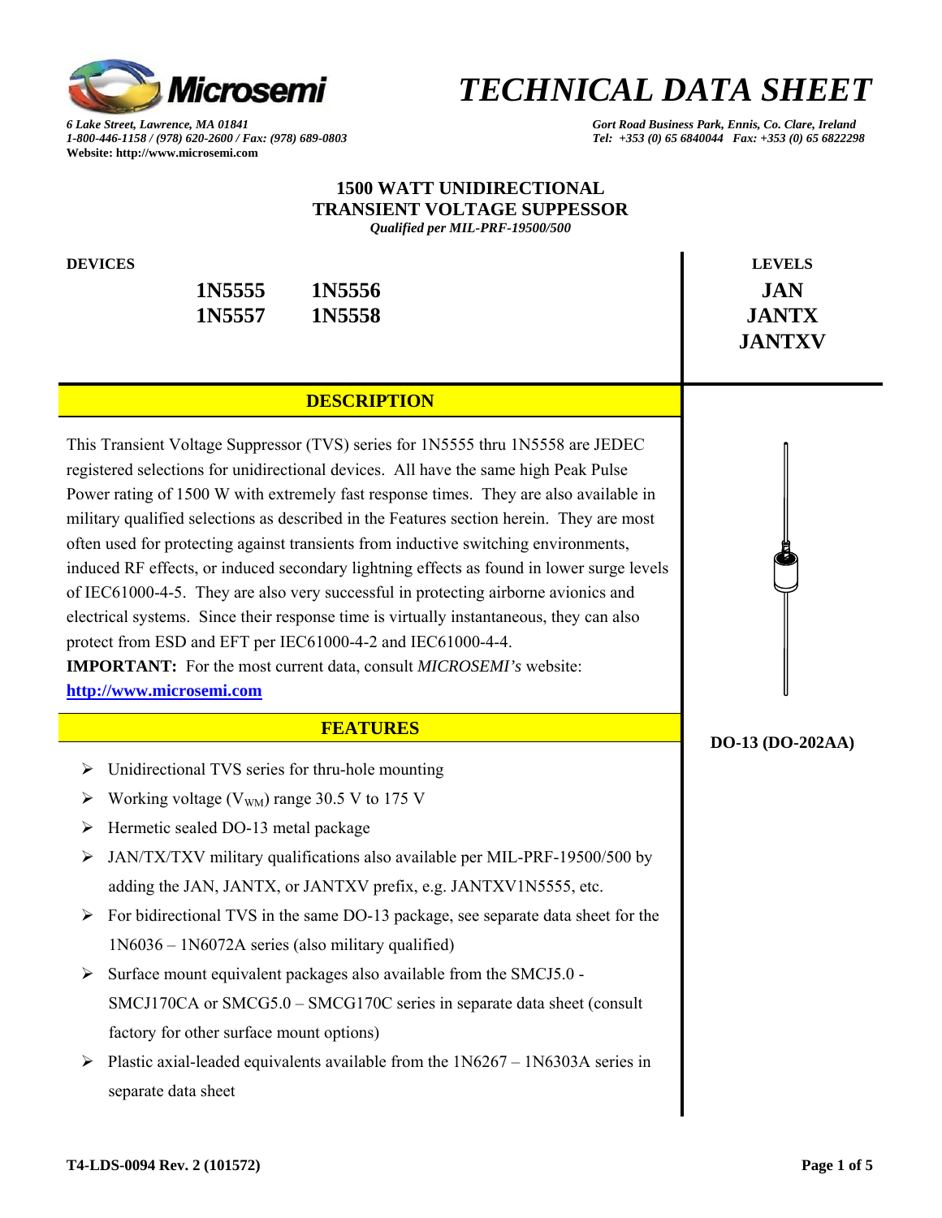# TECHNICAL DATA SHEET

*6 Lake Street, Lawrence, MA 01841*
*1-800-446-1158 / (978) 620-2600 / Fax: (978) 689-0803*
**Website: http://www.microsemi.com**

*Gort Road Business Park, Ennis, Co. Clare, Ireland*
*Tel: +353 (0) 65 6840044 Fax: +353 (0) 65 6822298*

## 1500 WATT UNIDIRECTIONAL TRANSIENT VOLTAGE SUPPRESSOR

*Qualified per MIL-PRF-19500/500*

**DEVICES**

| | |
|---|---|
| **1N5555** | **1N5556** |
| **1N5557** | **1N5558** |

**LEVELS**

**JAN**
**JANTX**
**JANTXV**

## DESCRIPTION

This Transient Voltage Suppressor (TVS) series for 1N5555 thru 1N5558 are JEDEC registered selections for unidirectional devices. All have the same high Peak Pulse Power rating of 1500 W with extremely fast response times. They are also available in military qualified selections as described in the Features section herein. They are most often used for protecting against transients from inductive switching environments, induced RF effects, or induced secondary lightning effects as found in lower surge levels of IEC61000-4-5. They are also very successful in protecting airborne avionics and electrical systems. Since their response time is virtually instantaneous, they can also protect from ESD and EFT per IEC61000-4-2 and IEC61000-4-4.

**IMPORTANT:** For the most current data, consult *MICROSEMI's* website: **http://www.microsemi.com**

**DO-13 (DO-202AA)**

## FEATURES

- Unidirectional TVS series for thru-hole mounting
- Working voltage ($V_{WM}$) range 30.5 V to 175 V
- Hermetic sealed DO-13 metal package
- JAN/TX/TXV military qualifications also available per MIL-PRF-19500/500 by adding the JAN, JANTX, or JANTXV prefix, e.g. JANTXV1N5555, etc.
- For bidirectional TVS in the same DO-13 package, see separate data sheet for the 1N6036 – 1N6072A series (also military qualified)
- Surface mount equivalent packages also available from the SMCJ5.0 - SMCJ170CA or SMCG5.0 – SMCG170C series in separate data sheet (consult factory for other surface mount options)
- Plastic axial-leaded equivalents available from the 1N6267 – 1N6303A series in separate data sheet

T4-LDS-0094 Rev. 2 (101572)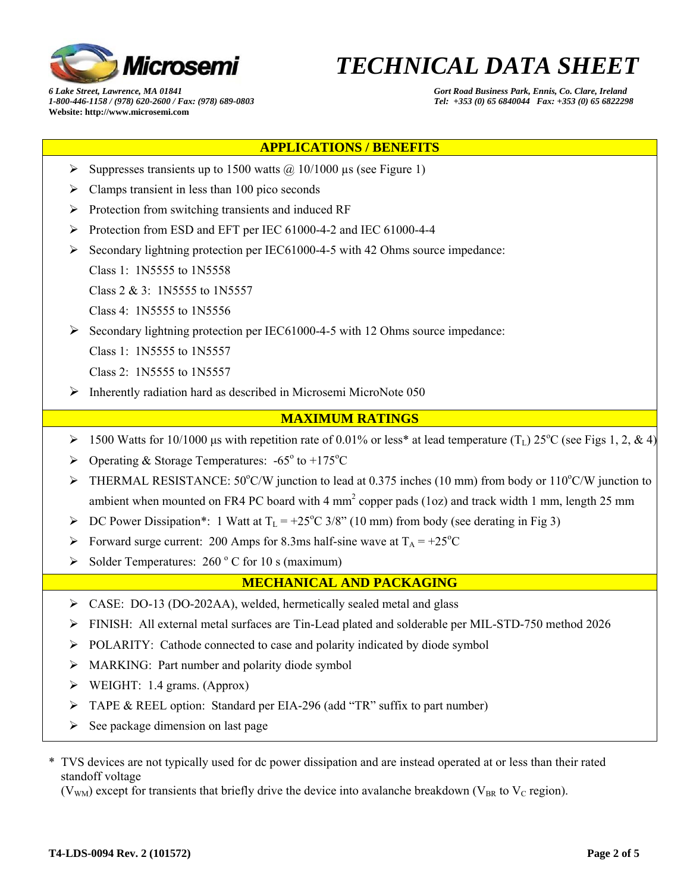# TECHNICAL DATA SHEET

*6 Lake Street, Lawrence, MA 01841*
*1-800-446-1158 / (978) 620-2600 / Fax: (978) 689-0803*
**Website: http://www.microsemi.com**

*Gort Road Business Park, Ennis, Co. Clare, Ireland*
*Tel: +353 (0) 65 6840044 Fax: +353 (0) 65 6822298*

## APPLICATIONS / BENEFITS

- Suppresses transients up to 1500 watts @ 10/1000 µs (see Figure 1)
- Clamps transient in less than 100 pico seconds
- Protection from switching transients and induced RF
- Protection from ESD and EFT per IEC 61000-4-2 and IEC 61000-4-4
- Secondary lightning protection per IEC61000-4-5 with 42 Ohms source impedance:
  Class 1: 1N5555 to 1N5558
  Class 2 & 3: 1N5555 to 1N5557
  Class 4: 1N5555 to 1N5556
- Secondary lightning protection per IEC61000-4-5 with 12 Ohms source impedance:
  Class 1: 1N5555 to 1N5557
  Class 2: 1N5555 to 1N5557
- Inherently radiation hard as described in Microsemi MicroNote 050

## MAXIMUM RATINGS

- 1500 Watts for 10/1000 µs with repetition rate of 0.01% or less* at lead temperature ($T_L$) 25°C (see Figs 1, 2, & 4)
- Operating & Storage Temperatures: -65° to +175°C
- THERMAL RESISTANCE: 50°C/W junction to lead at 0.375 inches (10 mm) from body or 110°C/W junction to ambient when mounted on FR4 PC board with 4 $mm^2$ copper pads (1oz) and track width 1 mm, length 25 mm
- DC Power Dissipation*: 1 Watt at $T_L$ = +25°C 3/8" (10 mm) from body (see derating in Fig 3)
- Forward surge current: 200 Amps for 8.3ms half-sine wave at $T_A$ = +25°C
- Solder Temperatures: 260 ° C for 10 s (maximum)

## MECHANICAL AND PACKAGING

- CASE: DO-13 (DO-202AA), welded, hermetically sealed metal and glass
- FINISH: All external metal surfaces are Tin-Lead plated and solderable per MIL-STD-750 method 2026
- POLARITY: Cathode connected to case and polarity indicated by diode symbol
- MARKING: Part number and polarity diode symbol
- WEIGHT: 1.4 grams. (Approx)
- TAPE & REEL option: Standard per EIA-296 (add "TR" suffix to part number)
- See package dimension on last page

\* TVS devices are not typically used for dc power dissipation and are instead operated at or less than their rated standoff voltage ($V_{WM}$) except for transients that briefly drive the device into avalanche breakdown ($V_{BR}$ to $V_C$ region).

**T4-LDS-0094 Rev. 2 (101572)**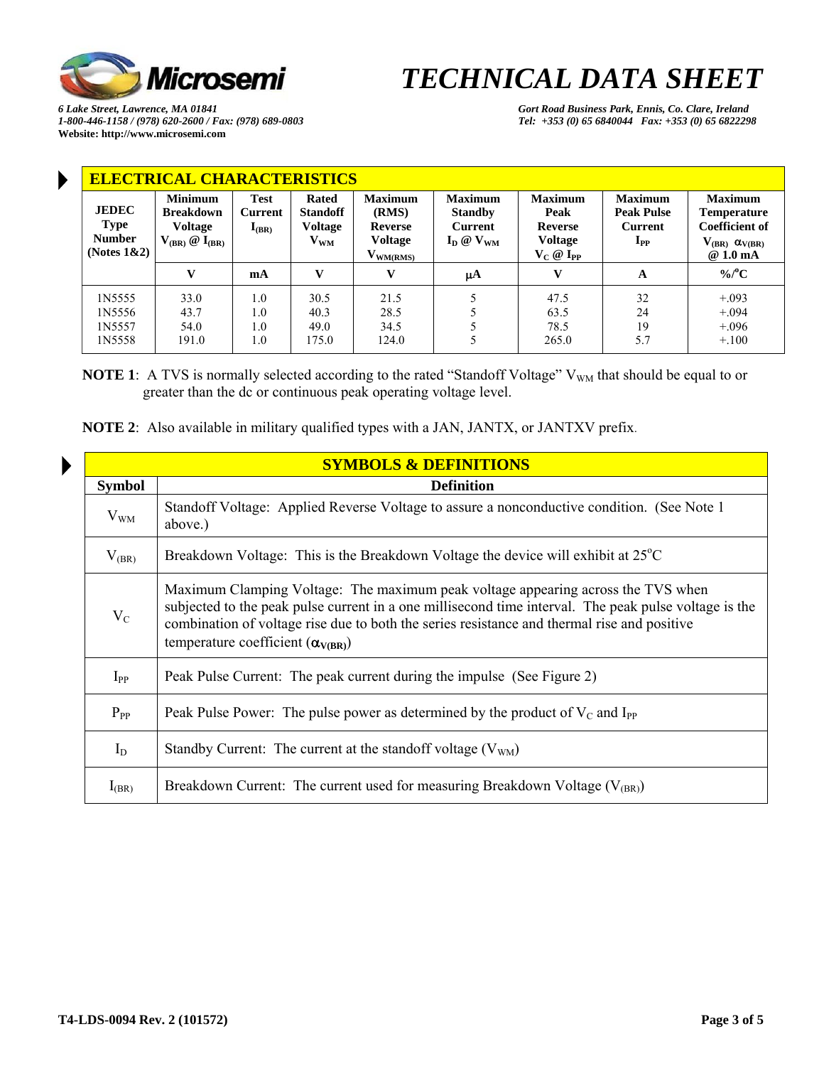# TECHNICAL DATA SHEET

*6 Lake Street, Lawrence, MA 01841*
*1-800-446-1158 / (978) 620-2600 / Fax: (978) 689-0803*
**Website: http://www.microsemi.com**

*Gort Road Business Park, Ennis, Co. Clare, Ireland*
*Tel: +353 (0) 65 6840044 Fax: +353 (0) 65 6822298*

## ELECTRICAL CHARACTERISTICS

| JEDEC Type Number (Notes 1&2) | Minimum Breakdown Voltage $V_{(BR)}$ @ $I_{(BR)}$ | Test Current $I_{(BR)}$ | Rated Standoff Voltage $V_{WM}$ | Maximum (RMS) Reverse Voltage $V_{WM(RMS)}$ | Maximum Standby Current $I_D$ @ $V_{WM}$ | Maximum Peak Reverse Voltage $V_C$ @ $I_{PP}$ | Maximum Peak Pulse Current $I_{PP}$ | Maximum Temperature Coefficient of $V_{(BR)}$ $\alpha_{V(BR)}$ @ 1.0 mA |
|---|---|---|---|---|---|---|---|---|
| | V | mA | V | V | μA | V | A | %/°C |
| 1N5555 | 33.0 | 1.0 | 30.5 | 21.5 | 5 | 47.5 | 32 | +.093 |
| 1N5556 | 43.7 | 1.0 | 40.3 | 28.5 | 5 | 63.5 | 24 | +.094 |
| 1N5557 | 54.0 | 1.0 | 49.0 | 34.5 | 5 | 78.5 | 19 | +.096 |
| 1N5558 | 191.0 | 1.0 | 175.0 | 124.0 | 5 | 265.0 | 5.7 | +.100 |

**NOTE 1**: A TVS is normally selected according to the rated "Standoff Voltage" $V_{WM}$ that should be equal to or greater than the dc or continuous peak operating voltage level.

**NOTE 2**: Also available in military qualified types with a JAN, JANTX, or JANTXV prefix.

## SYMBOLS & DEFINITIONS

| Symbol | Definition |
|---|---|
| $V_{WM}$ | Standoff Voltage: Applied Reverse Voltage to assure a nonconductive condition. (See Note 1 above.) |
| $V_{(BR)}$ | Breakdown Voltage: This is the Breakdown Voltage the device will exhibit at 25°C |
| $V_C$ | Maximum Clamping Voltage: The maximum peak voltage appearing across the TVS when subjected to the peak pulse current in a one millisecond time interval. The peak pulse voltage is the combination of voltage rise due to both the series resistance and thermal rise and positive temperature coefficient ($\alpha_{V(BR)}$) |
| $I_{PP}$ | Peak Pulse Current: The peak current during the impulse (See Figure 2) |
| $P_{PP}$ | Peak Pulse Power: The pulse power as determined by the product of $V_C$ and $I_{PP}$ |
| $I_D$ | Standby Current: The current at the standoff voltage ($V_{WM}$) |
| $I_{(BR)}$ | Breakdown Current: The current used for measuring Breakdown Voltage ($V_{(BR)}$) |

**T4-LDS-0094 Rev. 2 (101572)**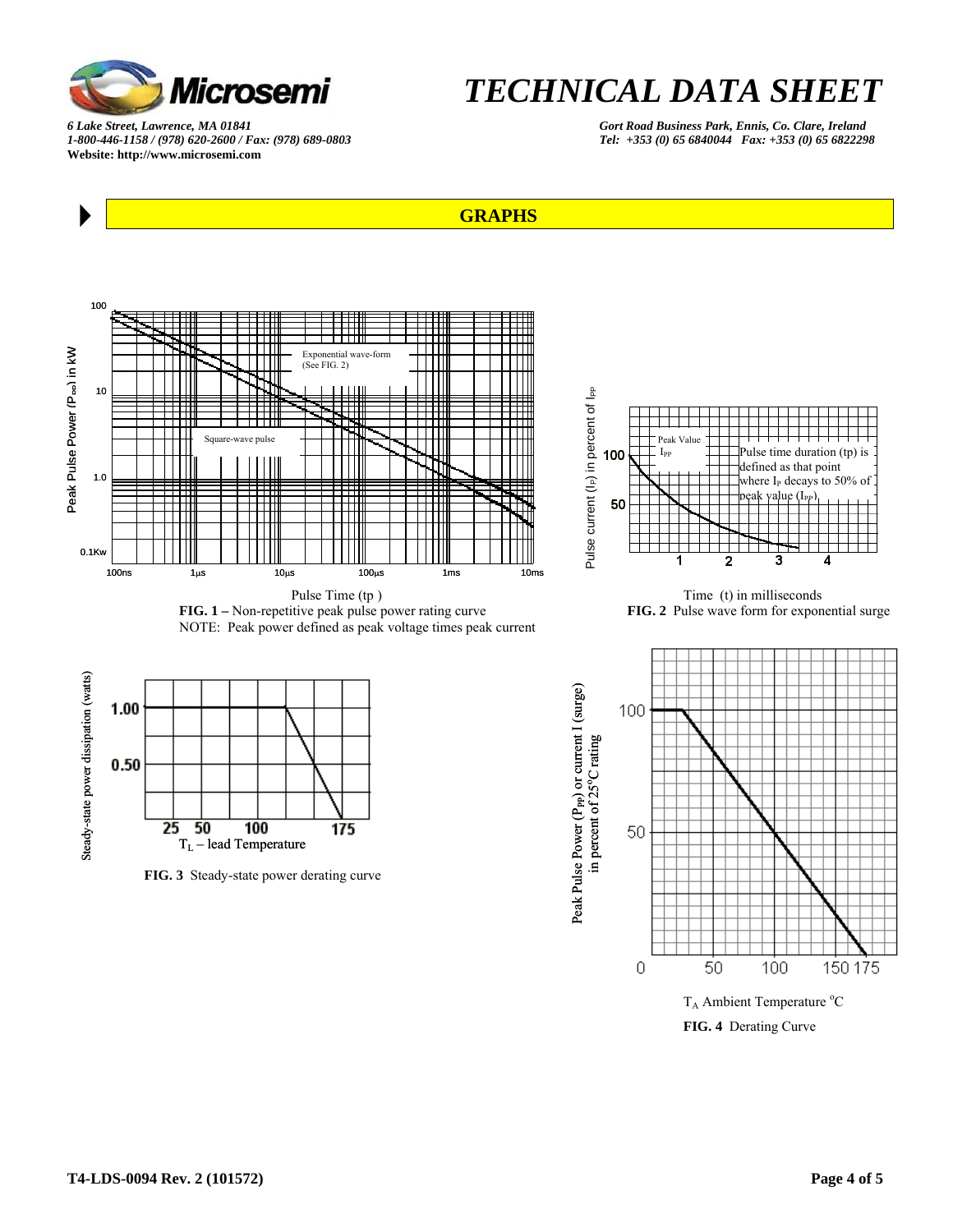## GRAPHS

Pulse Time (tp)

**FIG. 1 –** Non-repetitive peak pulse power rating curve

NOTE: Peak power defined as peak voltage times peak current

Time (t) in milliseconds

**FIG. 2** Pulse wave form for exponential surge

**FIG. 3** Steady-state power derating curve

$T_A$ Ambient Temperature °C

**FIG. 4** Derating Curve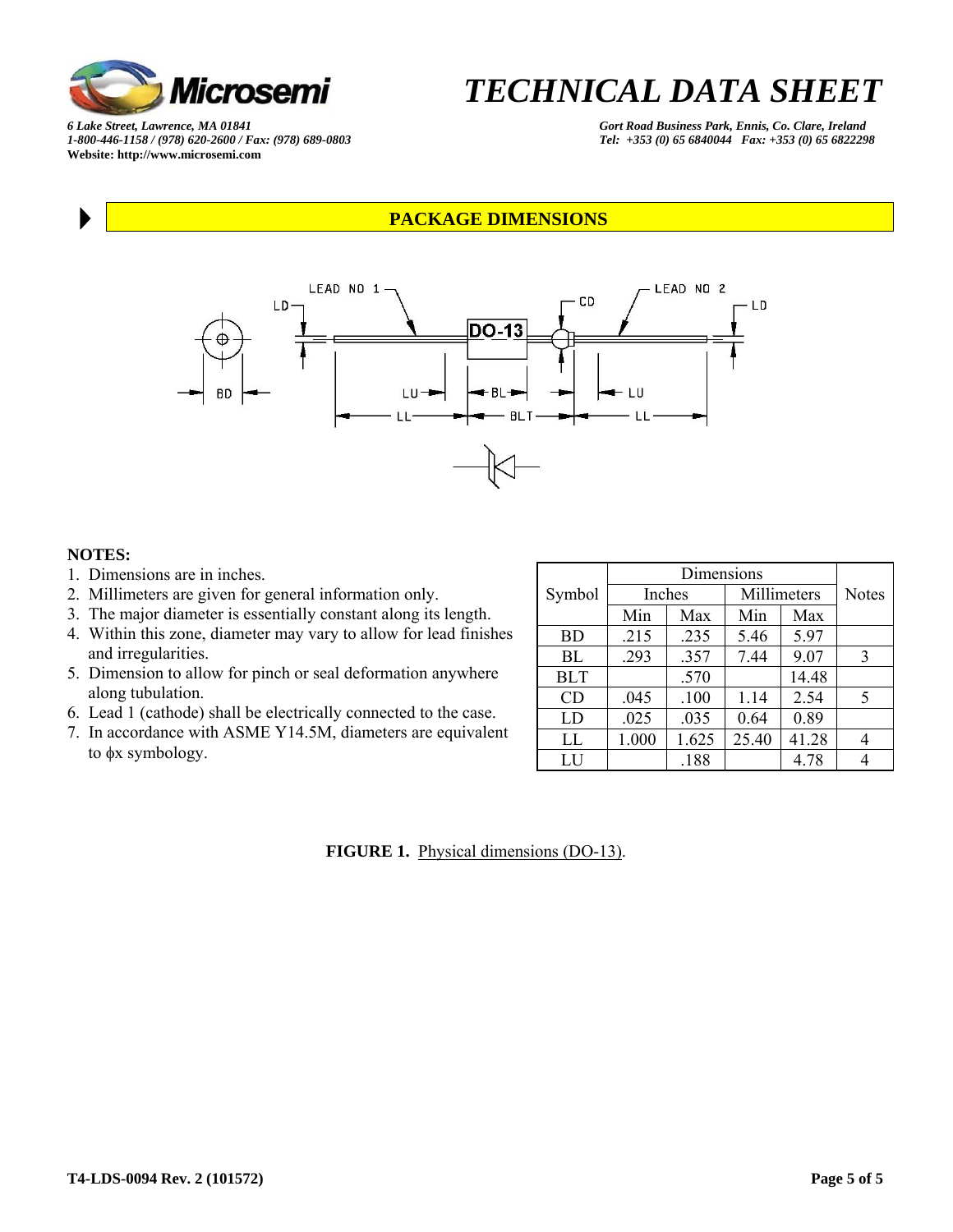# TECHNICAL DATA SHEET

*6 Lake Street, Lawrence, MA 01841*
*1-800-446-1158 / (978) 620-2600 / Fax: (978) 689-0803*
**Website: http://www.microsemi.com**

*Gort Road Business Park, Ennis, Co. Clare, Ireland*
*Tel: +353 (0) 65 6840044 Fax: +353 (0) 65 6822298*

## PACKAGE DIMENSIONS

**NOTES:**

1. Dimensions are in inches.
2. Millimeters are given for general information only.
3. The major diameter is essentially constant along its length.
4. Within this zone, diameter may vary to allow for lead finishes and irregularities.
5. Dimension to allow for pinch or seal deformation anywhere along tubulation.
6. Lead 1 (cathode) shall be electrically connected to the case.
7. In accordance with ASME Y14.5M, diameters are equivalent to ϕx symbology.

| Symbol | Dimensions | | | | Notes |
|---|---|---|---|---|---|
| | Inches | | Millimeters | | |
| | Min | Max | Min | Max | |
| BD | .215 | .235 | 5.46 | 5.97 | |
| BL | .293 | .357 | 7.44 | 9.07 | 3 |
| BLT | | .570 | | 14.48 | |
| CD | .045 | .100 | 1.14 | 2.54 | 5 |
| LD | .025 | .035 | 0.64 | 0.89 | |
| LL | 1.000 | 1.625 | 25.40 | 41.28 | 4 |
| LU | | .188 | | 4.78 | 4 |

**FIGURE 1.** Physical dimensions (DO-13).

T4-LDS-0094 Rev. 2 (101572)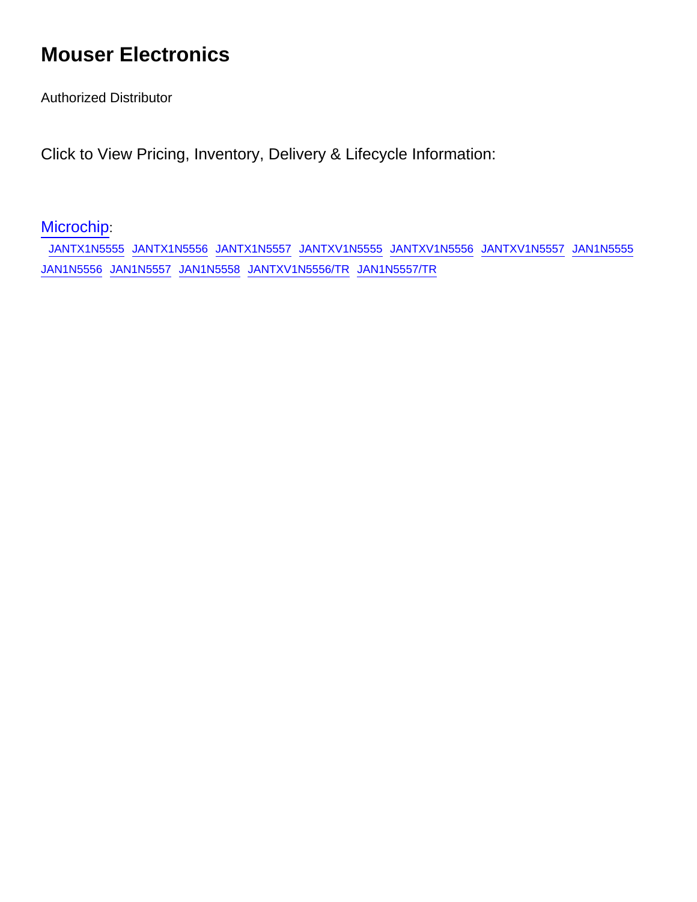# Mouser Electronics

Authorized Distributor

Click to View Pricing, Inventory, Delivery & Lifecycle Information:

Microchip:

JANTX1N5555 JANTX1N5556 JANTX1N5557 JANTXV1N5555 JANTXV1N5556 JANTXV1N5557 JAN1N5555 JAN1N5556 JAN1N5557 JAN1N5558 JANTXV1N5556/TR JAN1N5557/TR